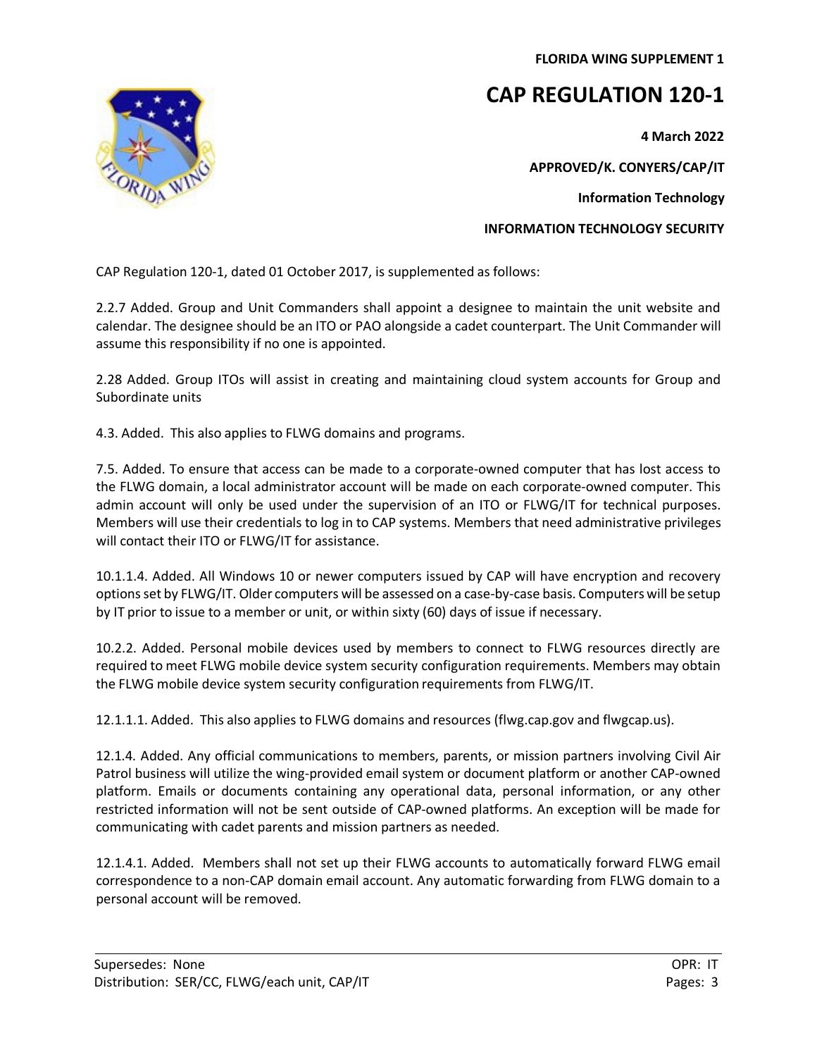**FLORIDA WING SUPPLEMENT 1**

# CAP REGULATION 120-1

**4 March 2022**

**APPROVED/K. CONYERS/CAP/IT**

**Information Technology**

**INFORMATION TECHNOLOGY SECURITY**

CAP Regulation 120-1, dated 01 October 2017, is supplemented as follows:

2.2.7 Added. Group and Unit Commanders shall appoint a designee to maintain the unit website and calendar. The designee should be an ITO or PAO alongside a cadet counterpart. The Unit Commander will assume this responsibility if no one is appointed.

2.28 Added. Group ITOs will assist in creating and maintaining cloud system accounts for Group and Subordinate units

4.3. Added. This also applies to FLWG domains and programs.

7.5. Added. To ensure that access can be made to a corporate-owned computer that has lost access to the FLWG domain, a local administrator account will be made on each corporate-owned computer. This admin account will only be used under the supervision of an ITO or FLWG/IT for technical purposes. Members will use their credentials to log in to CAP systems. Members that need administrative privileges will contact their ITO or FLWG/IT for assistance.

10.1.1.4. Added. All Windows 10 or newer computers issued by CAP will have encryption and recovery options set by FLWG/IT. Older computers will be assessed on a case-by-case basis. Computers will be setup by IT prior to issue to a member or unit, or within sixty (60) days of issue if necessary.

10.2.2. Added. Personal mobile devices used by members to connect to FLWG resources directly are required to meet FLWG mobile device system security configuration requirements. Members may obtain the FLWG mobile device system security configuration requirements from FLWG/IT.

12.1.1.1. Added. This also applies to FLWG domains and resources (flwg.cap.gov and flwgcap.us).

12.1.4. Added. Any official communications to members, parents, or mission partners involving Civil Air Patrol business will utilize the wing-provided email system or document platform or another CAP-owned platform. Emails or documents containing any operational data, personal information, or any other restricted information will not be sent outside of CAP-owned platforms. An exception will be made for communicating with cadet parents and mission partners as needed.

12.1.4.1. Added. Members shall not set up their FLWG accounts to automatically forward FLWG email correspondence to a non-CAP domain email account. Any automatic forwarding from FLWG domain to a personal account will be removed.

Supersedes: None
Distribution: SER/CC, FLWG/each unit, CAP/IT

OPR: IT
Pages: 3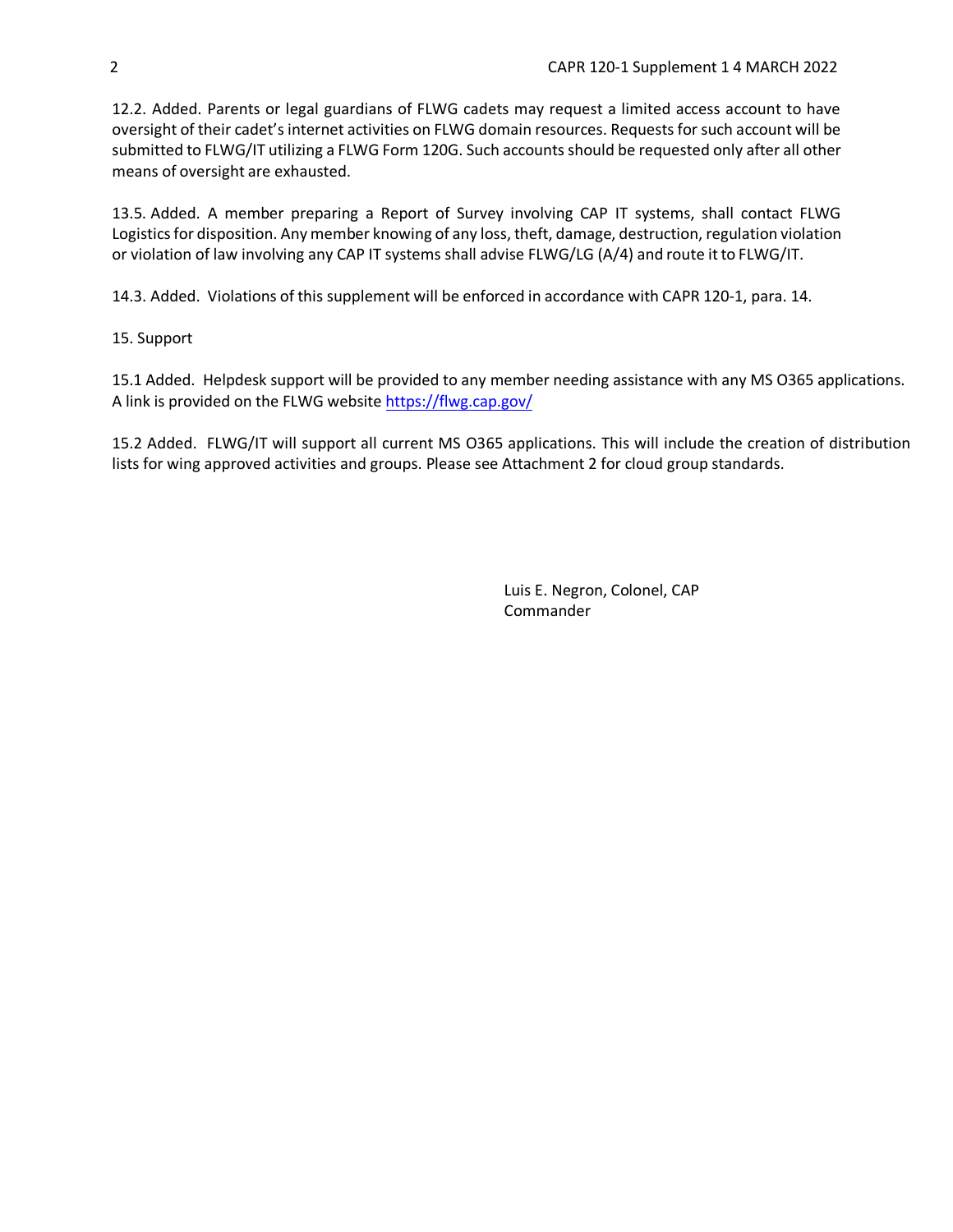12.2. Added. Parents or legal guardians of FLWG cadets may request a limited access account to have oversight of their cadet's internet activities on FLWG domain resources. Requests for such account will be submitted to FLWG/IT utilizing a FLWG Form 120G. Such accounts should be requested only after all other means of oversight are exhausted.

13.5. Added. A member preparing a Report of Survey involving CAP IT systems, shall contact FLWG Logistics for disposition. Any member knowing of any loss, theft, damage, destruction, regulation violation or violation of law involving any CAP IT systems shall advise FLWG/LG (A/4) and route it to FLWG/IT.

14.3. Added. Violations of this supplement will be enforced in accordance with CAPR 120-1, para. 14.

15. Support

15.1 Added. Helpdesk support will be provided to any member needing assistance with any MS O365 applications. A link is provided on the FLWG website https://flwg.cap.gov/

15.2 Added. FLWG/IT will support all current MS O365 applications. This will include the creation of distribution lists for wing approved activities and groups. Please see Attachment 2 for cloud group standards.

Luis E. Negron, Colonel, CAP
Commander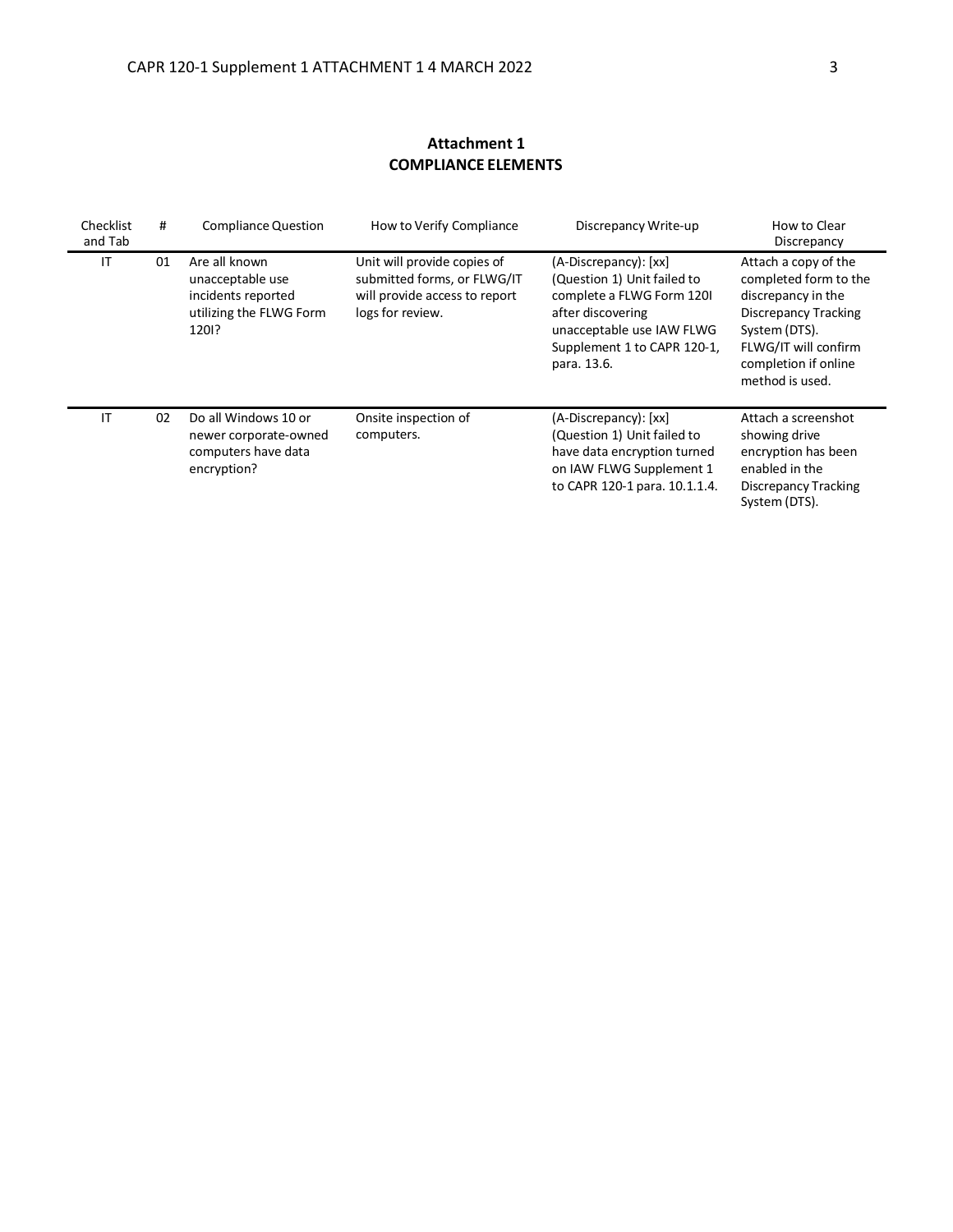# Attachment 1
## COMPLIANCE ELEMENTS

| Checklist and Tab | # | Compliance Question | How to Verify Compliance | Discrepancy Write-up | How to Clear Discrepancy |
|---|---|---|---|---|---|
| IT | 01 | Are all known unacceptable use incidents reported utilizing the FLWG Form 120I? | Unit will provide copies of submitted forms, or FLWG/IT will provide access to report logs for review. | (A-Discrepancy): [xx] (Question 1) Unit failed to complete a FLWG Form 120I after discovering unacceptable use IAW FLWG Supplement 1 to CAPR 120-1, para. 13.6. | Attach a copy of the completed form to the discrepancy in the Discrepancy Tracking System (DTS). FLWG/IT will confirm completion if online method is used. |
| IT | 02 | Do all Windows 10 or newer corporate-owned computers have data encryption? | Onsite inspection of computers. | (A-Discrepancy): [xx] (Question 1) Unit failed to have data encryption turned on IAW FLWG Supplement 1 to CAPR 120-1 para. 10.1.1.4. | Attach a screenshot showing drive encryption has been enabled in the Discrepancy Tracking System (DTS). |